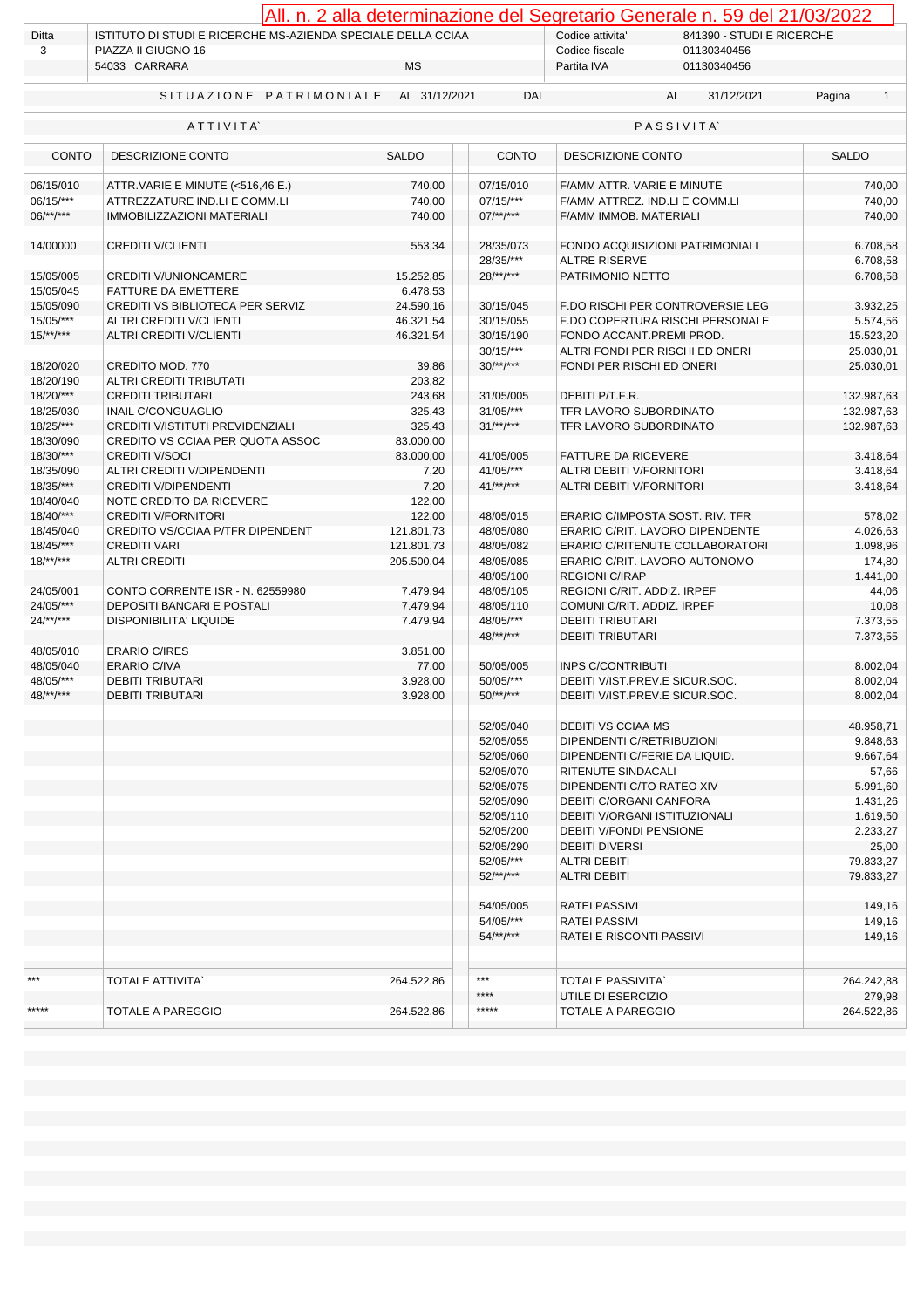All. n. 2 alla determinazione del Segretario Generale n. 59 del 21/03/2022

| Ditta | | | |
|---|---|---|---|
| 3 | ISTITUTO DI STUDI E RICERCHE MS-AZIENDA SPECIALE DELLA CCIAA | Codice attivita' | 841390 - STUDI E RICERCHE |
| | PIAZZA II GIUGNO 16 | Codice fiscale | 01130340456 |
| | 54033 CARRARA MS | Partita IVA | 01130340456 |

SITUAZIONE PATRIMONIALE AL 31/12/2021 DAL AL 31/12/2021 Pagina 1

| ATTIVITA` | | | PASSIVITA` | | |
|---|---|---|---|---|---|
| CONTO | DESCRIZIONE CONTO | SALDO | CONTO | DESCRIZIONE CONTO | SALDO |
| 06/15/010 | ATTR.VARIE E MINUTE (<516,46 E.) | 740,00 | 07/15/010 | F/AMM ATTR. VARIE E MINUTE | 740,00 |
| 06/15/*** | ATTREZZATURE IND.LI E COMM.LI | 740,00 | 07/15/*** | F/AMM ATTREZ. IND.LI E COMM.LI | 740,00 |
| 06/**/*** | IMMOBILIZZAZIONI MATERIALI | 740,00 | 07/**/*** | F/AMM IMMOB. MATERIALI | 740,00 |
| 14/00000 | CREDITI V/CLIENTI | 553,34 | 28/35/073 | FONDO ACQUISIZIONI PATRIMONIALI | 6.708,58 |
| | | | 28/35/*** | ALTRE RISERVE | 6.708,58 |
| 15/05/005 | CREDITI V/UNIONCAMERE | 15.252,85 | 28/**/*** | PATRIMONIO NETTO | 6.708,58 |
| 15/05/045 | FATTURE DA EMETTERE | 6.478,53 | | | |
| 15/05/090 | CREDITI VS BIBLIOTECA PER SERVIZ | 24.590,16 | 30/15/045 | F.DO RISCHI PER CONTROVERSIE LEG | 3.932,25 |
| 15/05/*** | ALTRI CREDITI V/CLIENTI | 46.321,54 | 30/15/055 | F.DO COPERTURA RISCHI PERSONALE | 5.574,56 |
| 15/**/*** | ALTRI CREDITI V/CLIENTI | 46.321,54 | 30/15/190 | FONDO ACCANT.PREMI PROD. | 15.523,20 |
| | | | 30/15/*** | ALTRI FONDI PER RISCHI ED ONERI | 25.030,01 |
| 18/20/020 | CREDITO MOD. 770 | 39,86 | 30/**/*** | FONDI PER RISCHI ED ONERI | 25.030,01 |
| 18/20/190 | ALTRI CREDITI TRIBUTATI | 203,82 | | | |
| 18/20/*** | CREDITI TRIBUTARI | 243,68 | 31/05/005 | DEBITI P/T.F.R. | 132.987,63 |
| 18/25/030 | INAIL C/CONGUAGLIO | 325,43 | 31/05/*** | TFR LAVORO SUBORDINATO | 132.987,63 |
| 18/25/*** | CREDITI V/ISTITUTI PREVIDENZIALI | 325,43 | 31/**/*** | TFR LAVORO SUBORDINATO | 132.987,63 |
| 18/30/090 | CREDITO VS CCIAA PER QUOTA ASSOC | 83.000,00 | | | |
| 18/30/*** | CREDITI V/SOCI | 83.000,00 | 41/05/005 | FATTURE DA RICEVERE | 3.418,64 |
| 18/35/090 | ALTRI CREDITI V/DIPENDENTI | 7,20 | 41/05/*** | ALTRI DEBITI V/FORNITORI | 3.418,64 |
| 18/35/*** | CREDITI V/DIPENDENTI | 7,20 | 41/**/*** | ALTRI DEBITI V/FORNITORI | 3.418,64 |
| 18/40/040 | NOTE CREDITO DA RICEVERE | 122,00 | | | |
| 18/40/*** | CREDITI V/FORNITORI | 122,00 | 48/05/015 | ERARIO C/IMPOSTA SOST. RIV. TFR | 578,02 |
| 18/45/040 | CREDITO VS/CCIAA P/TFR DIPENDENT | 121.801,73 | 48/05/080 | ERARIO C/RIT. LAVORO DIPENDENTE | 4.026,63 |
| 18/45/*** | CREDITI VARI | 121.801,73 | 48/05/082 | ERARIO C/RITENUTE COLLABORATORI | 1.098,96 |
| 18/**/*** | ALTRI CREDITI | 205.500,04 | 48/05/085 | ERARIO C/RIT. LAVORO AUTONOMO | 174,80 |
| | | | 48/05/100 | REGIONI C/IRAP | 1.441,00 |
| 24/05/001 | CONTO CORRENTE ISR - N. 62559980 | 7.479,94 | 48/05/105 | REGIONI C/RIT. ADDIZ. IRPEF | 44,06 |
| 24/05/*** | DEPOSITI BANCARI E POSTALI | 7.479,94 | 48/05/110 | COMUNI C/RIT. ADDIZ. IRPEF | 10,08 |
| 24/**/*** | DISPONIBILITA' LIQUIDE | 7.479,94 | 48/05/*** | DEBITI TRIBUTARI | 7.373,55 |
| | | | 48/**/*** | DEBITI TRIBUTARI | 7.373,55 |
| 48/05/010 | ERARIO C/IRES | 3.851,00 | | | |
| 48/05/040 | ERARIO C/IVA | 77,00 | 50/05/005 | INPS C/CONTRIBUTI | 8.002,04 |
| 48/05/*** | DEBITI TRIBUTARI | 3.928,00 | 50/05/*** | DEBITI V/IST.PREV.E SICUR.SOC. | 8.002,04 |
| 48/**/*** | DEBITI TRIBUTARI | 3.928,00 | 50/**/*** | DEBITI V/IST.PREV.E SICUR.SOC. | 8.002,04 |
| | | | 52/05/040 | DEBITI VS CCIAA MS | 48.958,71 |
| | | | 52/05/055 | DIPENDENTI C/RETRIBUZIONI | 9.848,63 |
| | | | 52/05/060 | DIPENDENTI C/FERIE DA LIQUID. | 9.667,64 |
| | | | 52/05/070 | RITENUTE SINDACALI | 57,66 |
| | | | 52/05/075 | DIPENDENTI C/TO RATEO XIV | 5.991,60 |
| | | | 52/05/090 | DEBITI C/ORGANI CANFORA | 1.431,26 |
| | | | 52/05/110 | DEBITI V/ORGANI ISTITUZIONALI | 1.619,50 |
| | | | 52/05/200 | DEBITI V/FONDI PENSIONE | 2.233,27 |
| | | | 52/05/290 | DEBITI DIVERSI | 25,00 |
| | | | 52/05/*** | ALTRI DEBITI | 79.833,27 |
| | | | 52/**/*** | ALTRI DEBITI | 79.833,27 |
| | | | 54/05/005 | RATEI PASSIVI | 149,16 |
| | | | 54/05/*** | RATEI PASSIVI | 149,16 |
| | | | 54/**/*** | RATEI E RISCONTI PASSIVI | 149,16 |
| *** | TOTALE ATTIVITA` | 264.522,86 | *** | TOTALE PASSIVITA` | 264.242,88 |
| | | | **** | UTILE DI ESERCIZIO | 279,98 |
| ***** | TOTALE A PAREGGIO | 264.522,86 | ***** | TOTALE A PAREGGIO | 264.522,86 |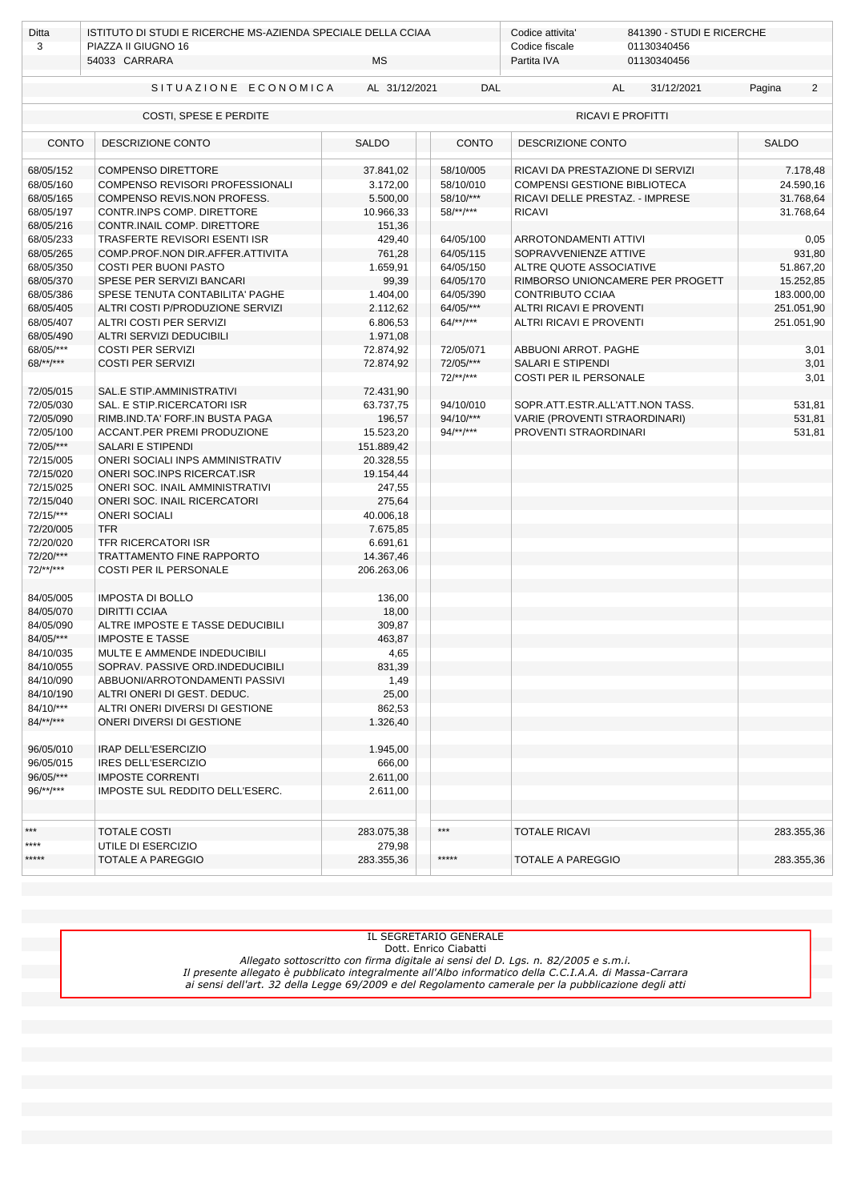| Ditta | ISTITUTO DI STUDI E RICERCHE MS-AZIENDA SPECIALE DELLA CCIAA | Codice attivita' | 841390 - STUDI E RICERCHE |
|---|---|---|---|
| 3 | PIAZZA II GIUGNO 16 | Codice fiscale | 01130340456 |
| | 54033 CARRARA MS | Partita IVA | 01130340456 |

SITUAZIONE ECONOMICA AL 31/12/2021 DAL AL 31/12/2021

| COSTI, SPESE E PERDITE | | | RICAVI E PROFITTI | | |
|---|---|---|---|---|---|
| CONTO | DESCRIZIONE CONTO | SALDO | CONTO | DESCRIZIONE CONTO | SALDO |
| 68/05/152 | COMPENSO DIRETTORE | 37.841,02 | 58/10/005 | RICAVI DA PRESTAZIONE DI SERVIZI | 7.178,48 |
| 68/05/160 | COMPENSO REVISORI PROFESSIONALI | 3.172,00 | 58/10/010 | COMPENSI GESTIONE BIBLIOTECA | 24.590,16 |
| 68/05/165 | COMPENSO REVIS.NON PROFESS. | 5.500,00 | 58/10/*** | RICAVI DELLE PRESTAZ. - IMPRESE | 31.768,64 |
| 68/05/197 | CONTR.INPS COMP. DIRETTORE | 10.966,33 | 58/**/*** | RICAVI | 31.768,64 |
| 68/05/216 | CONTR.INAIL COMP. DIRETTORE | 151,36 | | | |
| 68/05/233 | TRASFERTE REVISORI ESENTI ISR | 429,40 | 64/05/100 | ARROTONDAMENTI ATTIVI | 0,05 |
| 68/05/265 | COMP.PROF.NON DIR.AFFER.ATTIVITA | 761,28 | 64/05/115 | SOPRAVVENIENZE ATTIVE | 931,80 |
| 68/05/350 | COSTI PER BUONI PASTO | 1.659,91 | 64/05/150 | ALTRE QUOTE ASSOCIATIVE | 51.867,20 |
| 68/05/370 | SPESE PER SERVIZI BANCARI | 99,39 | 64/05/170 | RIMBORSO UNIONCAMERE PER PROGETT | 15.252,85 |
| 68/05/386 | SPESE TENUTA CONTABILITA' PAGHE | 1.404,00 | 64/05/390 | CONTRIBUTO CCIAA | 183.000,00 |
| 68/05/405 | ALTRI COSTI P/PRODUZIONE SERVIZI | 2.112,62 | 64/05/*** | ALTRI RICAVI E PROVENTI | 251.051,90 |
| 68/05/407 | ALTRI COSTI PER SERVIZI | 6.806,53 | 64/**/*** | ALTRI RICAVI E PROVENTI | 251.051,90 |
| 68/05/490 | ALTRI SERVIZI DEDUCIBILI | 1.971,08 | | | |
| 68/05/*** | COSTI PER SERVIZI | 72.874,92 | 72/05/071 | ABBUONI ARROT. PAGHE | 3,01 |
| 68/**/*** | COSTI PER SERVIZI | 72.874,92 | 72/05/*** | SALARI E STIPENDI | 3,01 |
| | | | 72/**/*** | COSTI PER IL PERSONALE | 3,01 |
| 72/05/015 | SAL.E STIP.AMMINISTRATIVI | 72.431,90 | | | |
| 72/05/030 | SAL. E STIP.RICERCATORI ISR | 63.737,75 | 94/10/010 | SOPR.ATT.ESTR.ALL'ATT.NON TASS. | 531,81 |
| 72/05/090 | RIMB.IND.TA' FORF.IN BUSTA PAGA | 196,57 | 94/10/*** | VARIE (PROVENTI STRAORDINARI) | 531,81 |
| 72/05/100 | ACCANT.PER PREMI PRODUZIONE | 15.523,20 | 94/**/*** | PROVENTI STRAORDINARI | 531,81 |
| 72/05/*** | SALARI E STIPENDI | 151.889,42 | | | |
| 72/15/005 | ONERI SOCIALI INPS AMMINISTRATIV | 20.328,55 | | | |
| 72/15/020 | ONERI SOC.INPS RICERCAT.ISR | 19.154,44 | | | |
| 72/15/025 | ONERI SOC. INAIL AMMINISTRATIVI | 247,55 | | | |
| 72/15/040 | ONERI SOC. INAIL RICERCATORI | 275,64 | | | |
| 72/15/*** | ONERI SOCIALI | 40.006,18 | | | |
| 72/20/005 | TFR | 7.675,85 | | | |
| 72/20/020 | TFR RICERCATORI ISR | 6.691,61 | | | |
| 72/20/*** | TRATTAMENTO FINE RAPPORTO | 14.367,46 | | | |
| 72/**/*** | COSTI PER IL PERSONALE | 206.263,06 | | | |
| 84/05/005 | IMPOSTA DI BOLLO | 136,00 | | | |
| 84/05/070 | DIRITTI CCIAA | 18,00 | | | |
| 84/05/090 | ALTRE IMPOSTE E TASSE DEDUCIBILI | 309,87 | | | |
| 84/05/*** | IMPOSTE E TASSE | 463,87 | | | |
| 84/10/035 | MULTE E AMMENDE INDEDUCIBILI | 4,65 | | | |
| 84/10/055 | SOPRAV. PASSIVE ORD.INDEDUCIBILI | 831,39 | | | |
| 84/10/090 | ABBUONI/ARROTONDAMENTI PASSIVI | 1,49 | | | |
| 84/10/190 | ALTRI ONERI DI GEST. DEDUC. | 25,00 | | | |
| 84/10/*** | ALTRI ONERI DIVERSI DI GESTIONE | 862,53 | | | |
| 84/**/*** | ONERI DIVERSI DI GESTIONE | 1.326,40 | | | |
| 96/05/010 | IRAP DELL'ESERCIZIO | 1.945,00 | | | |
| 96/05/015 | IRES DELL'ESERCIZIO | 666,00 | | | |
| 96/05/*** | IMPOSTE CORRENTI | 2.611,00 | | | |
| 96/**/*** | IMPOSTE SUL REDDITO DELL'ESERC. | 2.611,00 | | | |
| *** | TOTALE COSTI | 283.075,38 | *** | TOTALE RICAVI | 283.355,36 |
| **** | UTILE DI ESERCIZIO | 279,98 | | | |
| ***** | TOTALE A PAREGGIO | 283.355,36 | ***** | TOTALE A PAREGGIO | 283.355,36 |

IL SEGRETARIO GENERALE
Dott. Enrico Ciabatti

*Allegato sottoscritto con firma digitale ai sensi del D. Lgs. n. 82/2005 e s.m.i.*
*Il presente allegato è pubblicato integralmente all'Albo informatico della C.C.I.A.A. di Massa-Carrara*
*ai sensi dell'art. 32 della Legge 69/2009 e del Regolamento camerale per la pubblicazione degli atti*